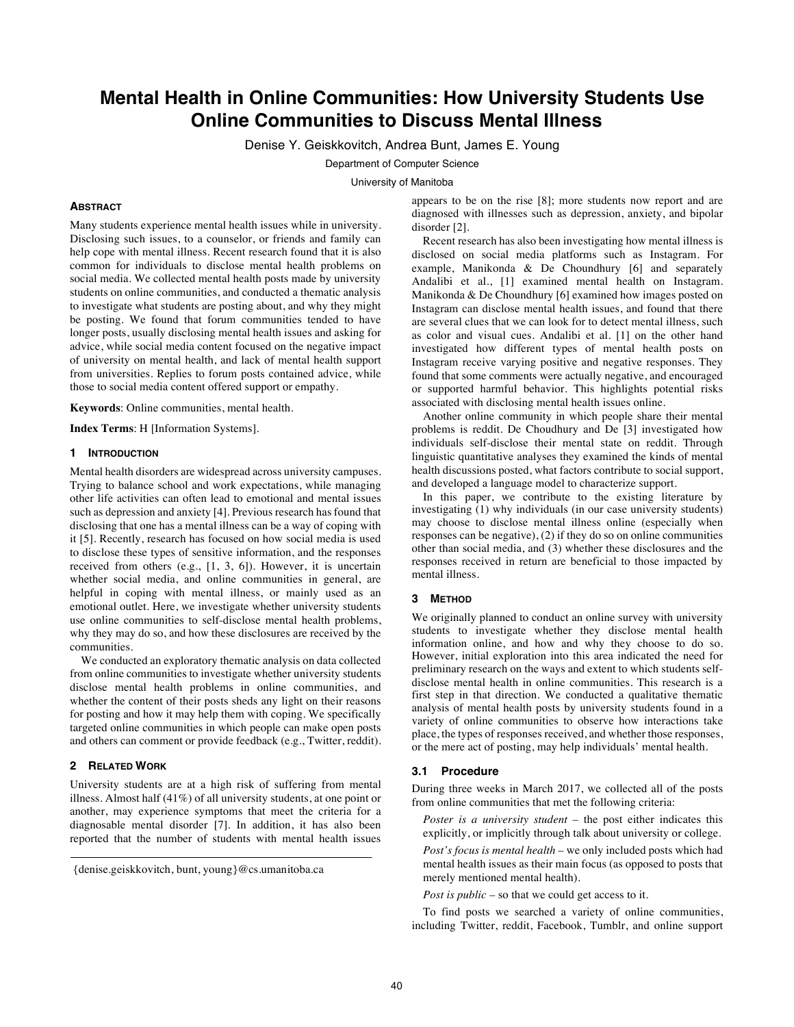# Mental Health in Online Communities: How University Students Use Online Communities to Discuss Mental Illness

Denise Y. Geiskkovitch, Andrea Bunt, James E. Young

Department of Computer Science

University of Manitoba

## Abstract

Many students experience mental health issues while in university. Disclosing such issues, to a counselor, or friends and family can help cope with mental illness. Recent research found that it is also common for individuals to disclose mental health problems on social media. We collected mental health posts made by university students on online communities, and conducted a thematic analysis to investigate what students are posting about, and why they might be posting. We found that forum communities tended to have longer posts, usually disclosing mental health issues and asking for advice, while social media content focused on the negative impact of university on mental health, and lack of mental health support from universities. Replies to forum posts contained advice, while those to social media content offered support or empathy.

**Keywords**: Online communities, mental health.

**Index Terms**: H [Information Systems].

## 1 Introduction

Mental health disorders are widespread across university campuses. Trying to balance school and work expectations, while managing other life activities can often lead to emotional and mental issues such as depression and anxiety [4]. Previous research has found that disclosing that one has a mental illness can be a way of coping with it [5]. Recently, research has focused on how social media is used to disclose these types of sensitive information, and the responses received from others (e.g., [1, 3, 6]). However, it is uncertain whether social media, and online communities in general, are helpful in coping with mental illness, or mainly used as an emotional outlet. Here, we investigate whether university students use online communities to self-disclose mental health problems, why they may do so, and how these disclosures are received by the communities.

We conducted an exploratory thematic analysis on data collected from online communities to investigate whether university students disclose mental health problems in online communities, and whether the content of their posts sheds any light on their reasons for posting and how it may help them with coping. We specifically targeted online communities in which people can make open posts and others can comment or provide feedback (e.g., Twitter, reddit).

## 2 Related Work

University students are at a high risk of suffering from mental illness. Almost half (41%) of all university students, at one point or another, may experience symptoms that meet the criteria for a diagnosable mental disorder [7]. In addition, it has also been reported that the number of students with mental health issues appears to be on the rise [8]; more students now report and are diagnosed with illnesses such as depression, anxiety, and bipolar disorder [2].

Recent research has also been investigating how mental illness is disclosed on social media platforms such as Instagram. For example, Manikonda & De Choundhury [6] and separately Andalibi et al., [1] examined mental health on Instagram. Manikonda & De Choundhury [6] examined how images posted on Instagram can disclose mental health issues, and found that there are several clues that we can look for to detect mental illness, such as color and visual cues. Andalibi et al. [1] on the other hand investigated how different types of mental health posts on Instagram receive varying positive and negative responses. They found that some comments were actually negative, and encouraged or supported harmful behavior. This highlights potential risks associated with disclosing mental health issues online.

Another online community in which people share their mental problems is reddit. De Choudhury and De [3] investigated how individuals self-disclose their mental state on reddit. Through linguistic quantitative analyses they examined the kinds of mental health discussions posted, what factors contribute to social support, and developed a language model to characterize support.

In this paper, we contribute to the existing literature by investigating (1) why individuals (in our case university students) may choose to disclose mental illness online (especially when responses can be negative), (2) if they do so on online communities other than social media, and (3) whether these disclosures and the responses received in return are beneficial to those impacted by mental illness.

## 3 Method

We originally planned to conduct an online survey with university students to investigate whether they disclose mental health information online, and how and why they choose to do so. However, initial exploration into this area indicated the need for preliminary research on the ways and extent to which students self-disclose mental health in online communities. This research is a first step in that direction. We conducted a qualitative thematic analysis of mental health posts by university students found in a variety of online communities to observe how interactions take place, the types of responses received, and whether those responses, or the mere act of posting, may help individuals' mental health.

### 3.1 Procedure

During three weeks in March 2017, we collected all of the posts from online communities that met the following criteria:

*Poster is a university student* – the post either indicates this explicitly, or implicitly through talk about university or college.

*Post's focus is mental health* – we only included posts which had mental health issues as their main focus (as opposed to posts that merely mentioned mental health).

*Post is public* – so that we could get access to it.

To find posts we searched a variety of online communities, including Twitter, reddit, Facebook, Tumblr, and online support

{denise.geiskkovitch, bunt, young}@cs.umanitoba.ca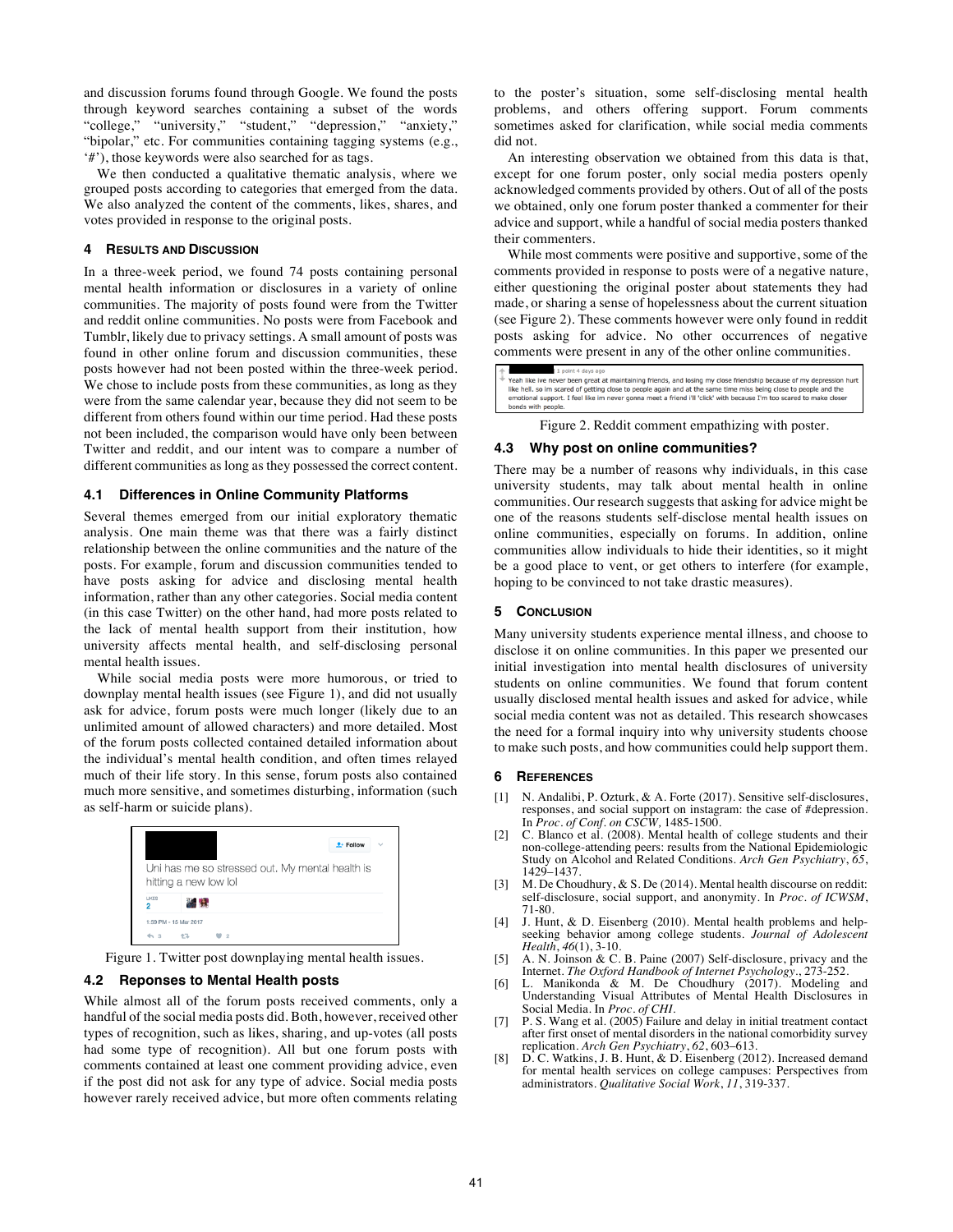and discussion forums found through Google. We found the posts through keyword searches containing a subset of the words "college," "university," "student," "depression," "anxiety," "bipolar," etc. For communities containing tagging systems (e.g., '#'), those keywords were also searched for as tags.

We then conducted a qualitative thematic analysis, where we grouped posts according to categories that emerged from the data. We also analyzed the content of the comments, likes, shares, and votes provided in response to the original posts.

## 4 Results and Discussion

In a three-week period, we found 74 posts containing personal mental health information or disclosures in a variety of online communities. The majority of posts found were from the Twitter and reddit online communities. No posts were from Facebook and Tumblr, likely due to privacy settings. A small amount of posts was found in other online forum and discussion communities, these posts however had not been posted within the three-week period. We chose to include posts from these communities, as long as they were from the same calendar year, because they did not seem to be different from others found within our time period. Had these posts not been included, the comparison would have only been between Twitter and reddit, and our intent was to compare a number of different communities as long as they possessed the correct content.

### 4.1 Differences in Online Community Platforms

Several themes emerged from our initial exploratory thematic analysis. One main theme was that there was a fairly distinct relationship between the online communities and the nature of the posts. For example, forum and discussion communities tended to have posts asking for advice and disclosing mental health information, rather than any other categories. Social media content (in this case Twitter) on the other hand, had more posts related to the lack of mental health support from their institution, how university affects mental health, and self-disclosing personal mental health issues.

While social media posts were more humorous, or tried to downplay mental health issues (see Figure 1), and did not usually ask for advice, forum posts were much longer (likely due to an unlimited amount of allowed characters) and more detailed. Most of the forum posts collected contained detailed information about the individual's mental health condition, and often times relayed much of their life story. In this sense, forum posts also contained much more sensitive, and sometimes disturbing, information (such as self-harm or suicide plans).

Follow

Uni has me so stressed out. My mental health is hitting a new low lol

LIKES
2

1:59 PM - 15 Mar 2017

3 2

Figure 1. Twitter post downplaying mental health issues.

### 4.2 Reponses to Mental Health posts

While almost all of the forum posts received comments, only a handful of the social media posts did. Both, however, received other types of recognition, such as likes, sharing, and up-votes (all posts had some type of recognition). All but one forum posts with comments contained at least one comment providing advice, even if the post did not ask for any type of advice. Social media posts however rarely received advice, but more often comments relating to the poster's situation, some self-disclosing mental health problems, and others offering support. Forum comments sometimes asked for clarification, while social media comments did not.

An interesting observation we obtained from this data is that, except for one forum poster, only social media posters openly acknowledged comments provided by others. Out of all of the posts we obtained, only one forum poster thanked a commenter for their advice and support, while a handful of social media posters thanked their commenters.

While most comments were positive and supportive, some of the comments provided in response to posts were of a negative nature, either questioning the original poster about statements they had made, or sharing a sense of hopelessness about the current situation (see Figure 2). These comments however were only found in reddit posts asking for advice. No other occurrences of negative comments were present in any of the other online communities.

1 point 4 days ago

Yeah like ive never been great at maintaining friends, and losing my close friendship because of my depression hurt like hell. so im scared of getting close to people again and at the same time miss being close to people and the emotional support. I feel like im never gonna meet a friend i'll 'click' with because I'm too scared to make closer bonds with people.

Figure 2. Reddit comment empathizing with poster.

### 4.3 Why post on online communities?

There may be a number of reasons why individuals, in this case university students, may talk about mental health in online communities. Our research suggests that asking for advice might be one of the reasons students self-disclose mental health issues on online communities, especially on forums. In addition, online communities allow individuals to hide their identities, so it might be a good place to vent, or get others to interfere (for example, hoping to be convinced to not take drastic measures).

## 5 Conclusion

Many university students experience mental illness, and choose to disclose it on online communities. In this paper we presented our initial investigation into mental health disclosures of university students on online communities. We found that forum content usually disclosed mental health issues and asked for advice, while social media content was not as detailed. This research showcases the need for a formal inquiry into why university students choose to make such posts, and how communities could help support them.

## 6 References

[1] N. Andalibi, P. Ozturk, & A. Forte (2017). Sensitive self-disclosures, responses, and social support on instagram: the case of #depression. In *Proc. of Conf. on CSCW*, 1485-1500.

[2] C. Blanco et al. (2008). Mental health of college students and their non-college-attending peers: results from the National Epidemiologic Study on Alcohol and Related Conditions. *Arch Gen Psychiatry*, *65*, 1429–1437.

[3] M. De Choudhury, & S. De (2014). Mental health discourse on reddit: self-disclosure, social support, and anonymity. In *Proc. of ICWSM*, 71-80.

[4] J. Hunt, & D. Eisenberg (2010). Mental health problems and help-seeking behavior among college students. *Journal of Adolescent Health*, *46*(1), 3-10.

[5] A. N. Joinson & C. B. Paine (2007) Self-disclosure, privacy and the Internet. *The Oxford Handbook of Internet Psychology.*, 273-252.

[6] L. Manikonda & M. De Choudhury (2017). Modeling and Understanding Visual Attributes of Mental Health Disclosures in Social Media. In *Proc. of CHI.*

[7] P. S. Wang et al. (2005) Failure and delay in initial treatment contact after first onset of mental disorders in the national comorbidity survey replication. *Arch Gen Psychiatry*, *62*, 603–613.

[8] D. C. Watkins, J. B. Hunt, & D. Eisenberg (2012). Increased demand for mental health services on college campuses: Perspectives from administrators. *Qualitative Social Work*, *11*, 319-337.